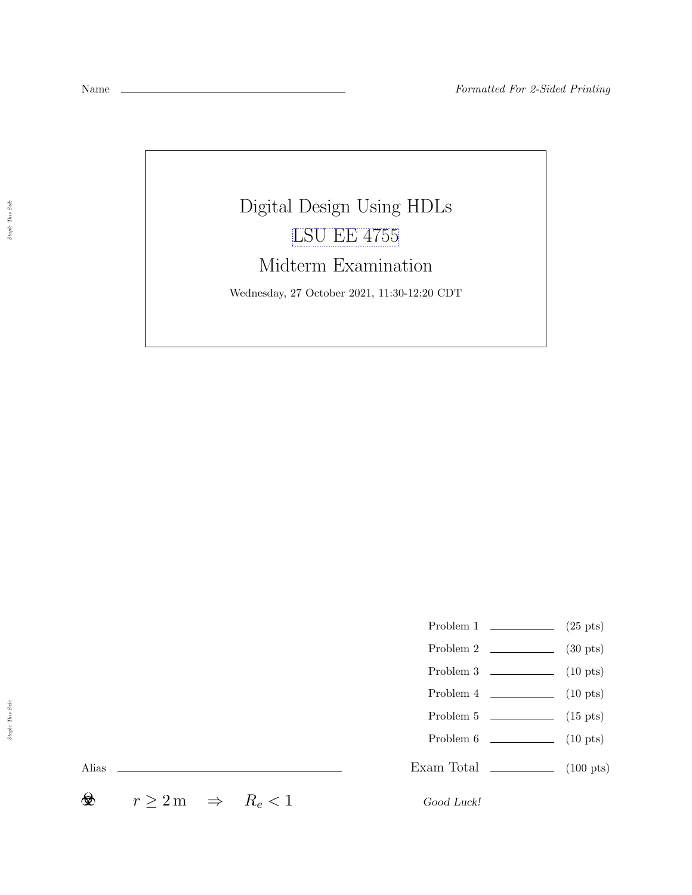Name ______________________________ *Formatted For 2-Sided Printing*

# Digital Design Using HDLs

## LSU EE 4755

## Midterm Examination

Wednesday, 27 October 2021, 11:30-12:20 CDT

*Staple This Side*

| | | |
|---|---|---|
| Problem 1 | ________ | (25 pts) |
| Problem 2 | ________ | (30 pts) |
| Problem 3 | ________ | (10 pts) |
| Problem 4 | ________ | (10 pts) |
| Problem 5 | ________ | (15 pts) |
| Problem 6 | ________ | (10 pts) |
| Exam Total | ________ | (100 pts) |

Alias ______________________________

☣ $r \geq 2\,\mathrm{m} \quad \Rightarrow \quad R_e < 1$

*Good Luck!*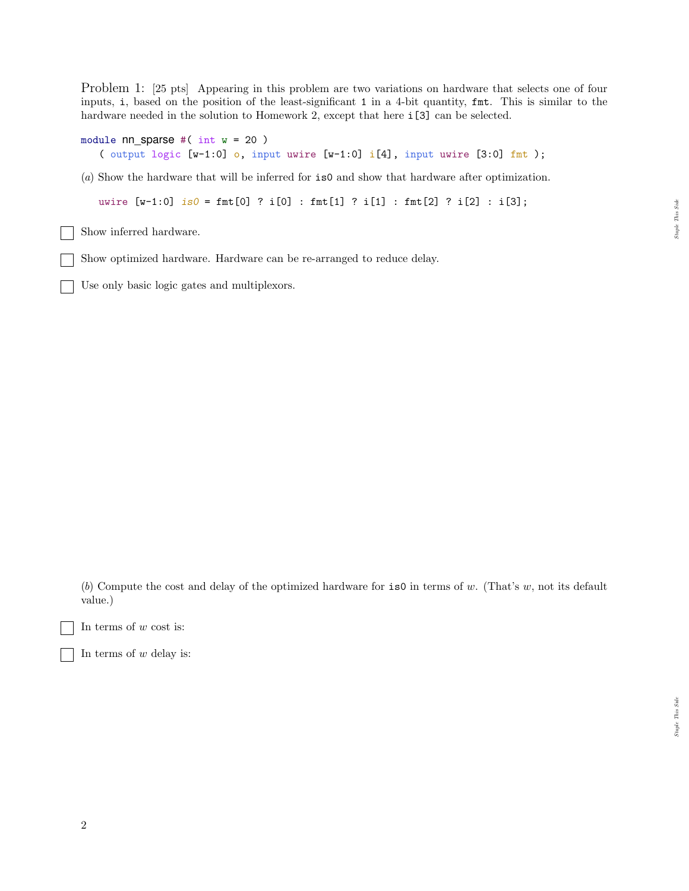Problem 1: [25 pts] Appearing in this problem are two variations on hardware that selects one of four inputs, i, based on the position of the least-significant 1 in a 4-bit quantity, fmt. This is similar to the hardware needed in the solution to Homework 2, except that here i[3] can be selected.

```
module nn_sparse #( int w = 20 )
   ( output logic [w-1:0] o, input uwire [w-1:0] i[4], input uwire [3:0] fmt );
```

(*a*) Show the hardware that will be inferred for is0 and show that hardware after optimization.

```
   uwire [w-1:0] is0 = fmt[0] ? i[0] : fmt[1] ? i[1] : fmt[2] ? i[2] : i[3];
```

☐ Show inferred hardware.

☐ Show optimized hardware. Hardware can be re-arranged to reduce delay.

☐ Use only basic logic gates and multiplexors.

(*b*) Compute the cost and delay of the optimized hardware for is0 in terms of $w$. (That's $w$, not its default value.)

☐ In terms of $w$ cost is:

☐ In terms of $w$ delay is: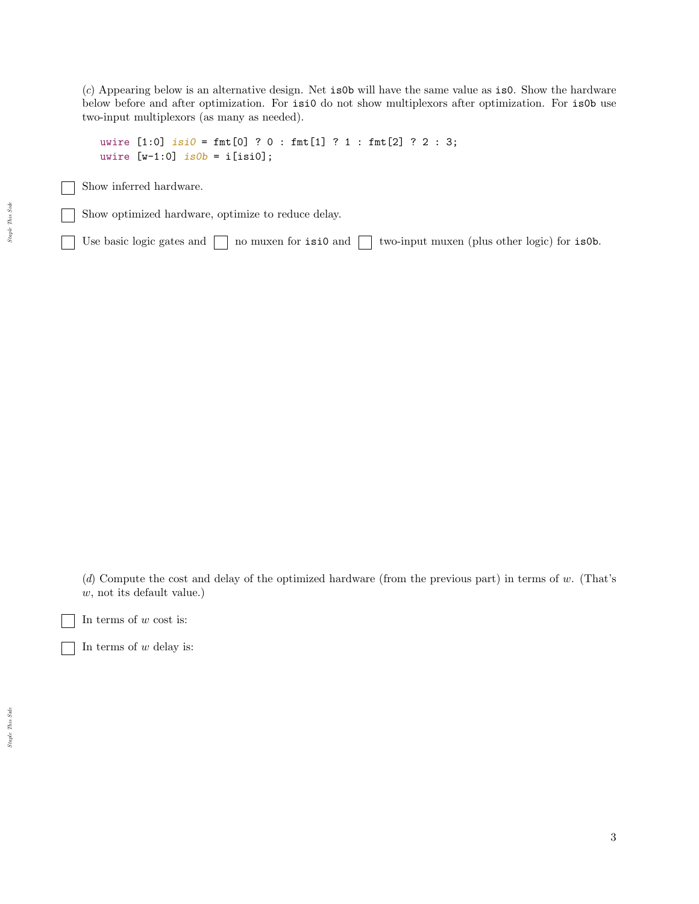(*c*) Appearing below is an alternative design. Net `is0b` will have the same value as `is0`. Show the hardware below before and after optimization. For `isi0` do not show multiplexors after optimization. For `is0b` use two-input multiplexors (as many as needed).

```
uwire [1:0] isi0 = fmt[0] ? 0 : fmt[1] ? 1 : fmt[2] ? 2 : 3;
uwire [w-1:0] is0b = i[isi0];
```

☐ Show inferred hardware.

☐ Show optimized hardware, optimize to reduce delay.

☐ Use basic logic gates and ☐ no muxen for `isi0` and ☐ two-input muxen (plus other logic) for `is0b`.

(*d*) Compute the cost and delay of the optimized hardware (from the previous part) in terms of $w$. (That's $w$, not its default value.)

☐ In terms of $w$ cost is:

☐ In terms of $w$ delay is: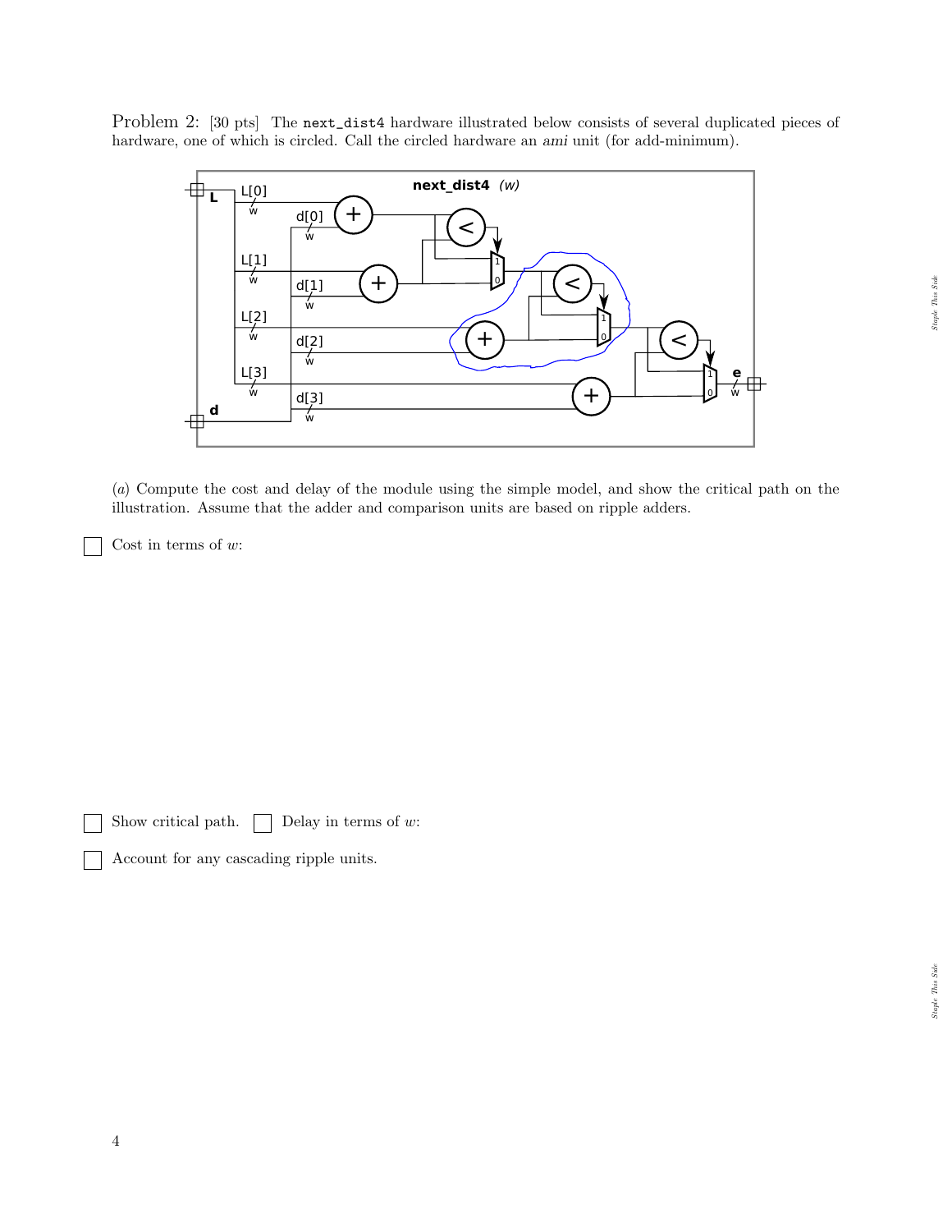Problem 2: [30 pts] The `next_dist4` hardware illustrated below consists of several duplicated pieces of hardware, one of which is circled. Call the circled hardware an *ami* unit (for add-minimum).

(*a*) Compute the cost and delay of the module using the simple model, and show the critical path on the illustration. Assume that the adder and comparison units are based on ripple adders.

☐ Cost in terms of $w$:

☐ Show critical path. ☐ Delay in terms of $w$:

☐ Account for any cascading ripple units.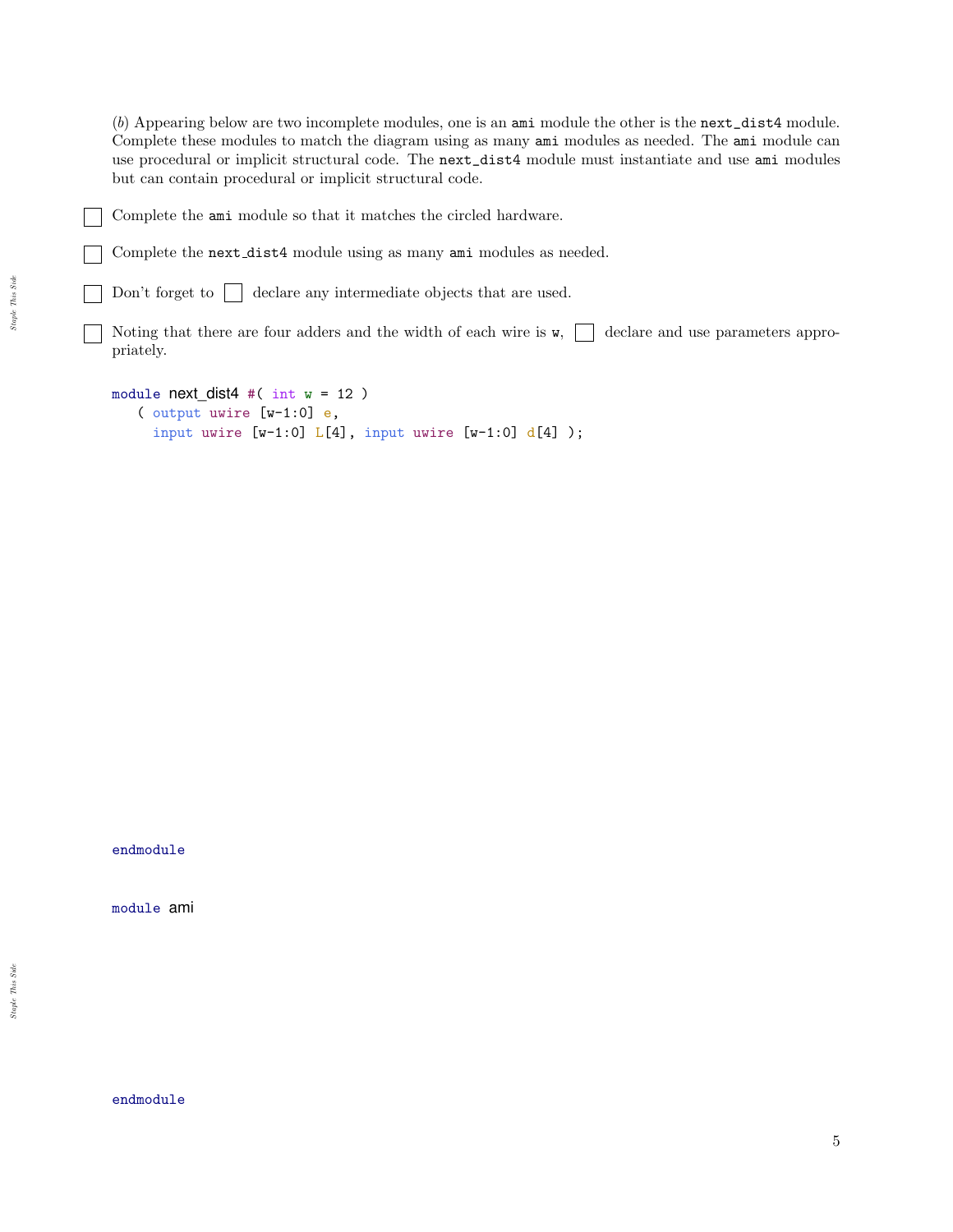(*b*) Appearing below are two incomplete modules, one is an `ami` module the other is the `next_dist4` module. Complete these modules to match the diagram using as many `ami` modules as needed. The `ami` module can use procedural or implicit structural code. The `next_dist4` module must instantiate and use `ami` modules but can contain procedural or implicit structural code.

☐ Complete the `ami` module so that it matches the circled hardware.

☐ Complete the `next_dist4` module using as many `ami` modules as needed.

☐ Don't forget to ☐ declare any intermediate objects that are used.

☐ Noting that there are four adders and the width of each wire is `w`, ☐ declare and use parameters appropriately.

```
module next_dist4 #( int w = 12 )
   ( output uwire [w-1:0] e,
     input uwire [w-1:0] L[4], input uwire [w-1:0] d[4] );




endmodule


module ami



endmodule
```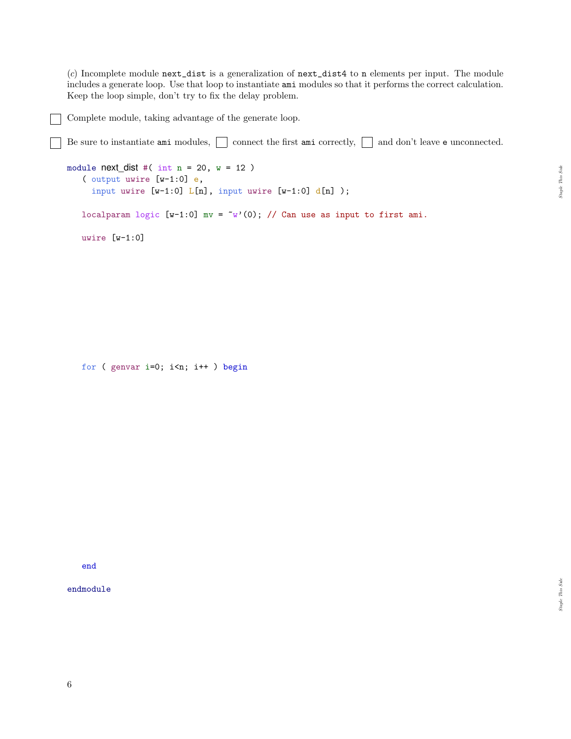(*c*) Incomplete module `next_dist` is a generalization of `next_dist4` to `n` elements per input. The module includes a generate loop. Use that loop to instantiate `ami` modules so that it performs the correct calculation. Keep the loop simple, don't try to fix the delay problem.

☐ Complete module, taking advantage of the generate loop.

☐ Be sure to instantiate `ami` modules, ☐ connect the first `ami` correctly, ☐ and don't leave `e` unconnected.

```
module next_dist #( int n = 20, w = 12 )
   ( output uwire [w-1:0] e,
     input uwire [w-1:0] L[n], input uwire [w-1:0] d[n] );

   localparam logic [w-1:0] mv = ~w'(0); // Can use as input to first ami.

   uwire [w-1:0]








   for ( genvar i=0; i<n; i++ ) begin












   end

endmodule
```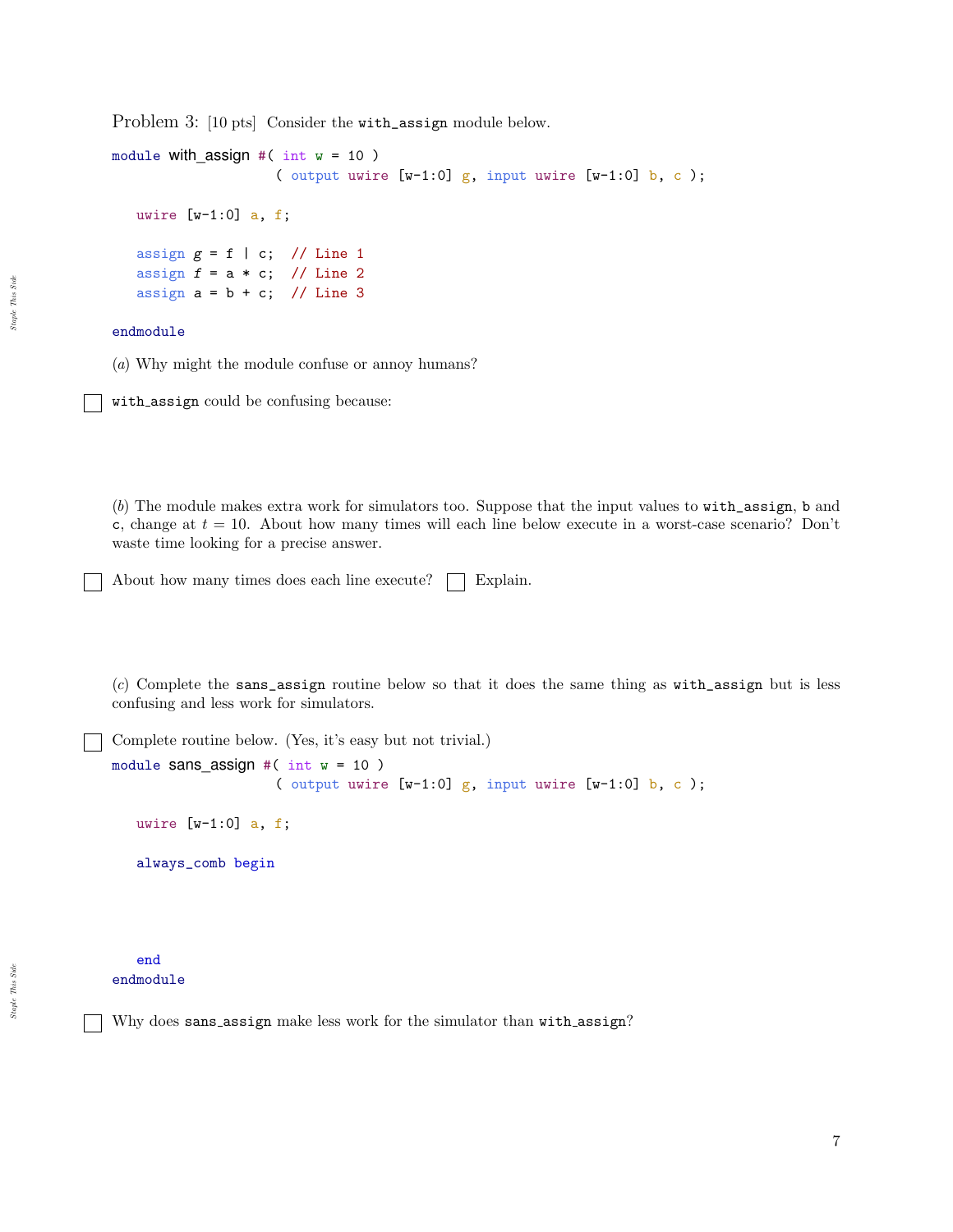Problem 3: [10 pts] Consider the `with_assign` module below.

```
module with_assign #( int w = 10 )
                    ( output uwire [w-1:0] g, input uwire [w-1:0] b, c );

   uwire [w-1:0] a, f;

   assign g = f | c;  // Line 1
   assign f = a * c;  // Line 2
   assign a = b + c;  // Line 3

endmodule
```

(*a*) Why might the module confuse or annoy humans?

☐ `with_assign` could be confusing because:

(*b*) The module makes extra work for simulators too. Suppose that the input values to `with_assign`, `b` and `c`, change at $t = 10$. About how many times will each line below execute in a worst-case scenario? Don't waste time looking for a precise answer.

☐ About how many times does each line execute? ☐ Explain.

(*c*) Complete the `sans_assign` routine below so that it does the same thing as `with_assign` but is less confusing and less work for simulators.

☐ Complete routine below. (Yes, it's easy but not trivial.)

```
module sans_assign #( int w = 10 )
                    ( output uwire [w-1:0] g, input uwire [w-1:0] b, c );

   uwire [w-1:0] a, f;

   always_comb begin



   end
endmodule
```

☐ Why does `sans_assign` make less work for the simulator than `with_assign`?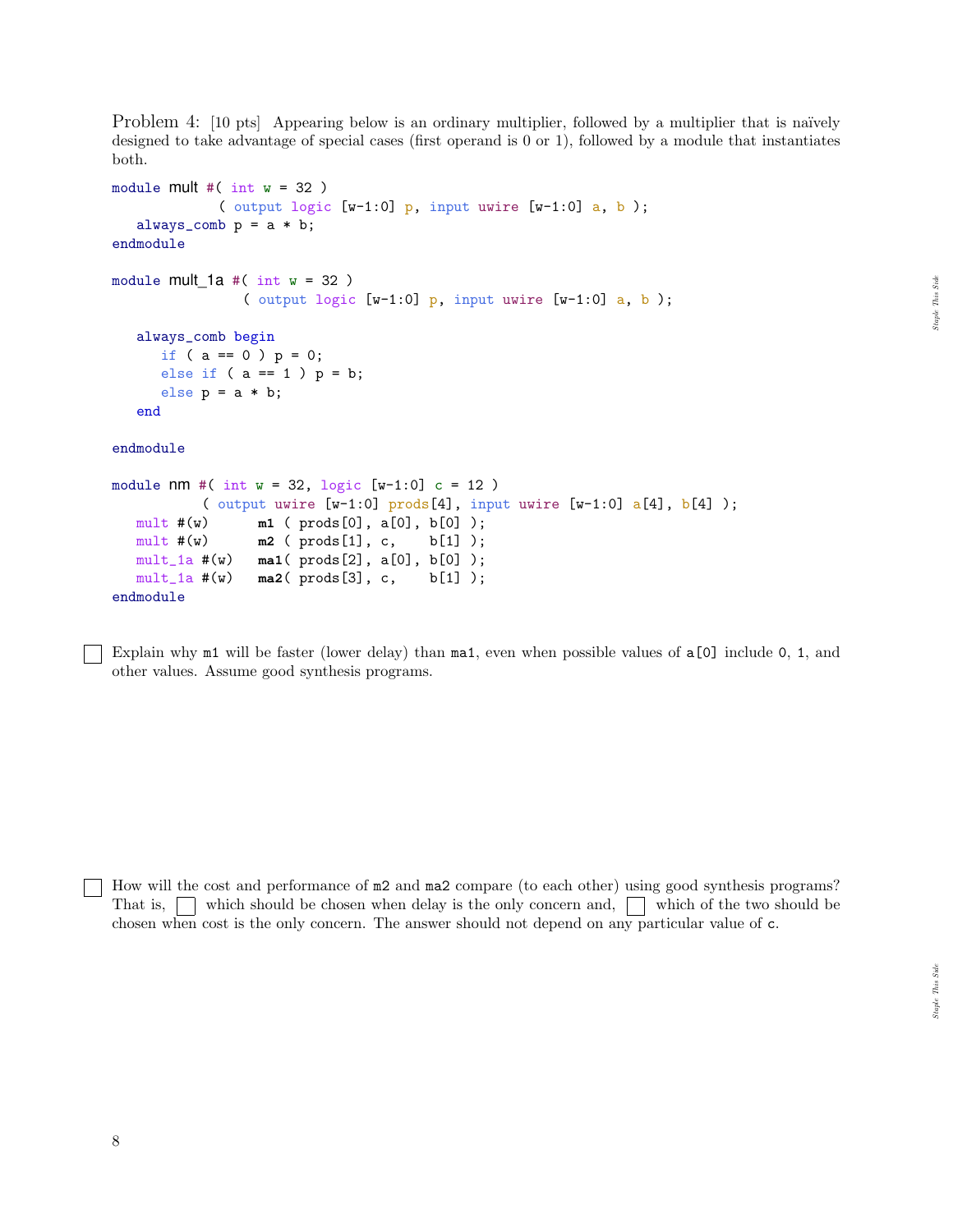Problem 4: [10 pts] Appearing below is an ordinary multiplier, followed by a multiplier that is naïvely designed to take advantage of special cases (first operand is 0 or 1), followed by a module that instantiates both.

```
module mult #( int w = 32 )
             ( output logic [w-1:0] p, input uwire [w-1:0] a, b );
   always_comb p = a * b;
endmodule

module mult_1a #( int w = 32 )
                ( output logic [w-1:0] p, input uwire [w-1:0] a, b );

   always_comb begin
      if ( a == 0 ) p = 0;
      else if ( a == 1 ) p = b;
      else p = a * b;
   end

endmodule

module nm #( int w = 32, logic [w-1:0] c = 12 )
           ( output uwire [w-1:0] prods[4], input uwire [w-1:0] a[4], b[4] );
   mult #(w)      m1 ( prods[0], a[0], b[0] );
   mult #(w)      m2 ( prods[1], c,    b[1] );
   mult_1a #(w)   ma1( prods[2], a[0], b[0] );
   mult_1a #(w)   ma2( prods[3], c,    b[1] );
endmodule
```

☐ Explain why m1 will be faster (lower delay) than ma1, even when possible values of a[0] include 0, 1, and other values. Assume good synthesis programs.

☐ How will the cost and performance of m2 and ma2 compare (to each other) using good synthesis programs? That is, ☐ which should be chosen when delay is the only concern and, ☐ which of the two should be chosen when cost is the only concern. The answer should not depend on any particular value of c.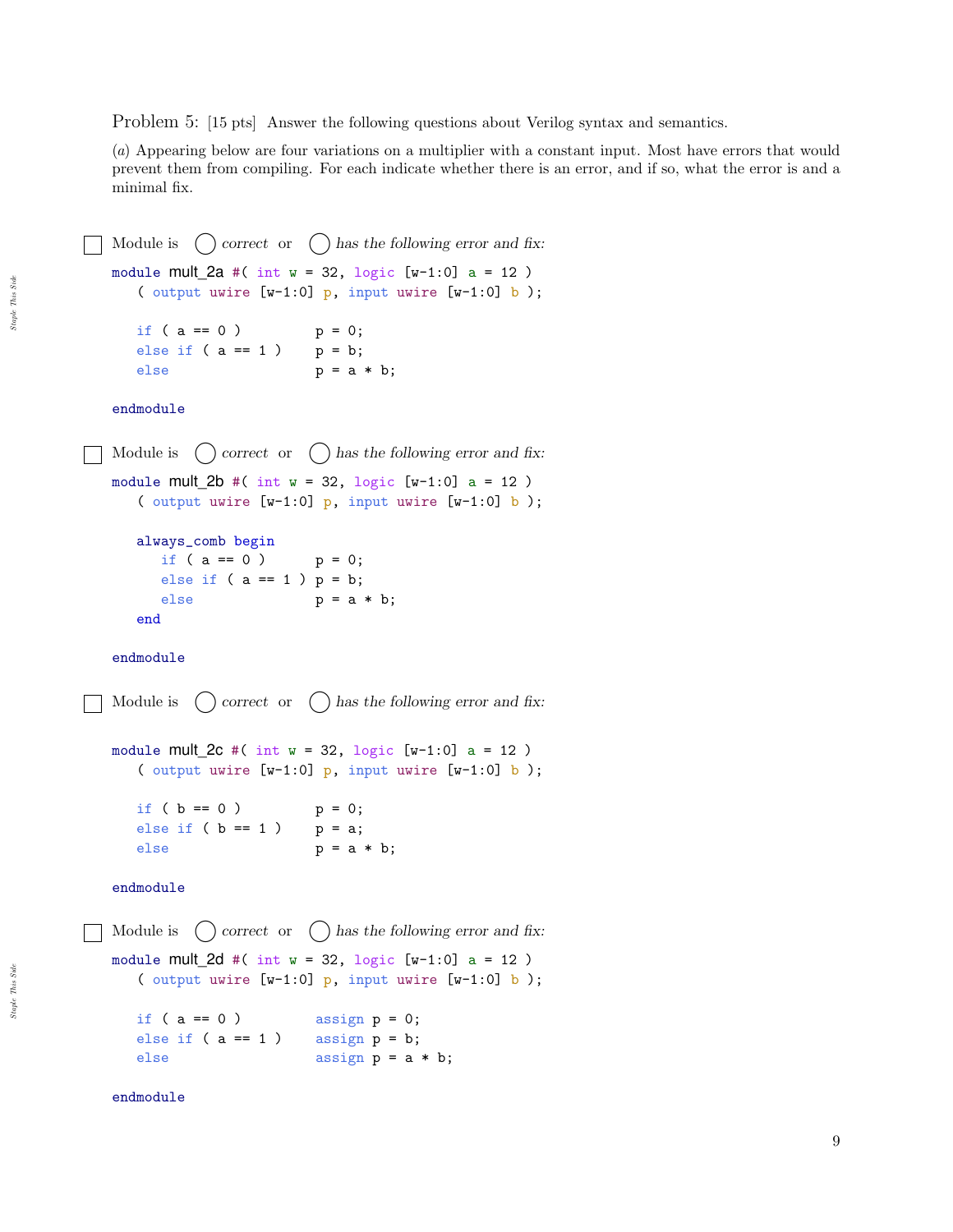Problem 5: [15 pts] Answer the following questions about Verilog syntax and semantics.

(*a*) Appearing below are four variations on a multiplier with a constant input. Most have errors that would prevent them from compiling. For each indicate whether there is an error, and if so, what the error is and a minimal fix.

☐ Module is ◯ *correct* or ◯ *has the following error and fix:*

```
module mult_2a #( int w = 32, logic [w-1:0] a = 12 )
   ( output uwire [w-1:0] p, input uwire [w-1:0] b );

   if ( a == 0 )         p = 0;
   else if ( a == 1 )    p = b;
   else                  p = a * b;

endmodule
```

☐ Module is ◯ *correct* or ◯ *has the following error and fix:*

```
module mult_2b #( int w = 32, logic [w-1:0] a = 12 )
   ( output uwire [w-1:0] p, input uwire [w-1:0] b );

   always_comb begin
      if ( a == 0 )      p = 0;
      else if ( a == 1 ) p = b;
      else               p = a * b;
   end

endmodule
```

☐ Module is ◯ *correct* or ◯ *has the following error and fix:*

```
module mult_2c #( int w = 32, logic [w-1:0] a = 12 )
   ( output uwire [w-1:0] p, input uwire [w-1:0] b );

   if ( b == 0 )         p = 0;
   else if ( b == 1 )    p = a;
   else                  p = a * b;

endmodule
```

☐ Module is ◯ *correct* or ◯ *has the following error and fix:*

```
module mult_2d #( int w = 32, logic [w-1:0] a = 12 )
   ( output uwire [w-1:0] p, input uwire [w-1:0] b );

   if ( a == 0 )         assign p = 0;
   else if ( a == 1 )    assign p = b;
   else                  assign p = a * b;

endmodule
```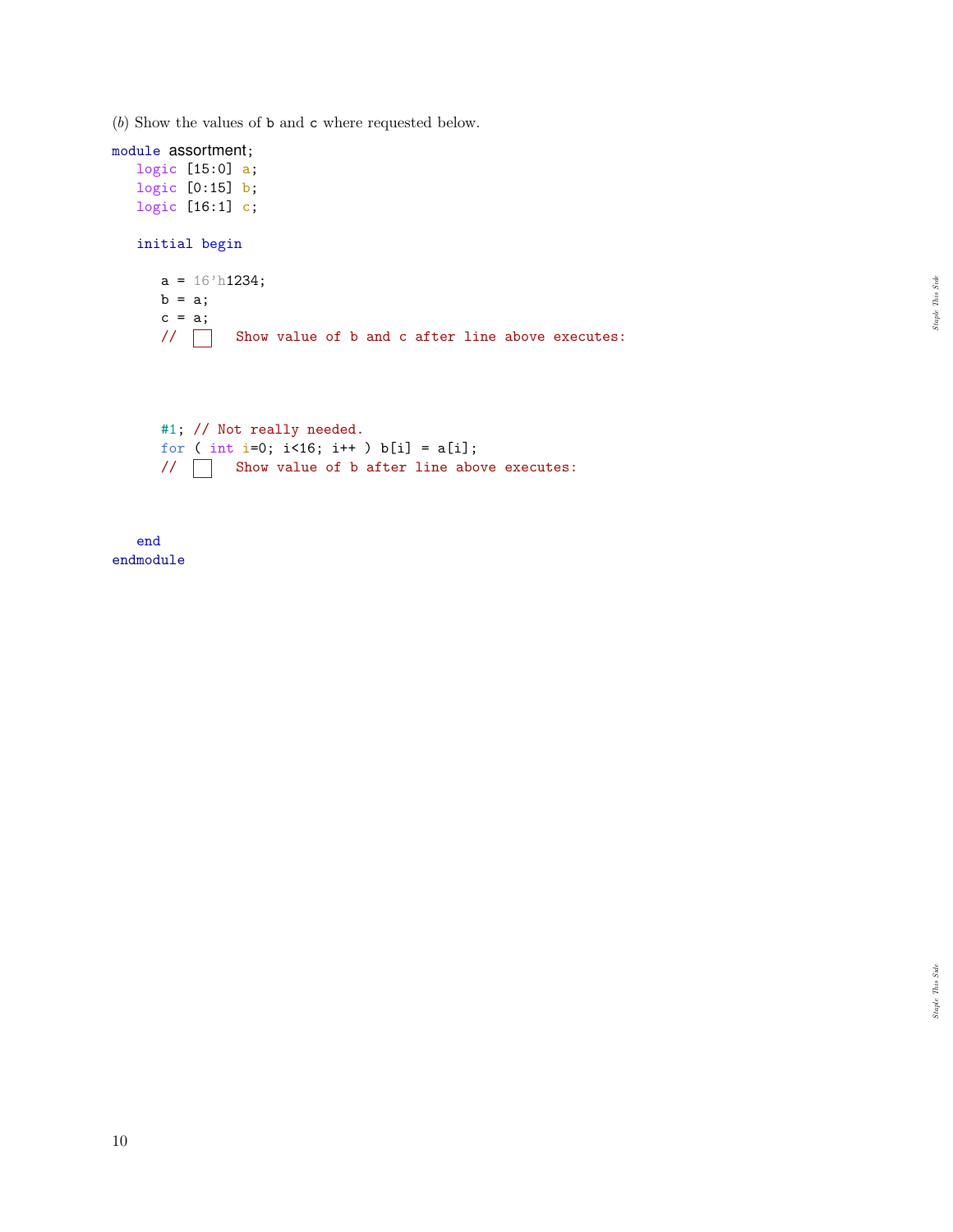(*b*) Show the values of b and c where requested below.

```
module assortment;
   logic [15:0] a;
   logic [0:15] b;
   logic [16:1] c;

   initial begin

      a = 16'h1234;
      b = a;
      c = a;
      // [ ]  Show value of b and c after line above executes:




      #1; // Not really needed.
      for ( int i=0; i<16; i++ ) b[i] = a[i];
      // [ ]  Show value of b after line above executes:



   end
endmodule
```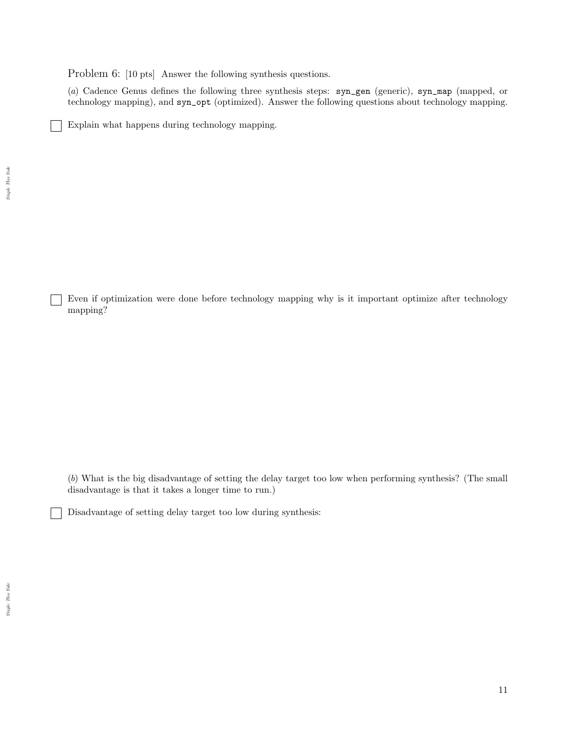Problem 6: [10 pts] Answer the following synthesis questions.

(*a*) Cadence Genus defines the following three synthesis steps: `syn_gen` (generic), `syn_map` (mapped, or technology mapping), and `syn_opt` (optimized). Answer the following questions about technology mapping.

☐ Explain what happens during technology mapping.

☐ Even if optimization were done before technology mapping why is it important optimize after technology mapping?

(*b*) What is the big disadvantage of setting the delay target too low when performing synthesis? (The small disadvantage is that it takes a longer time to run.)

☐ Disadvantage of setting delay target too low during synthesis: